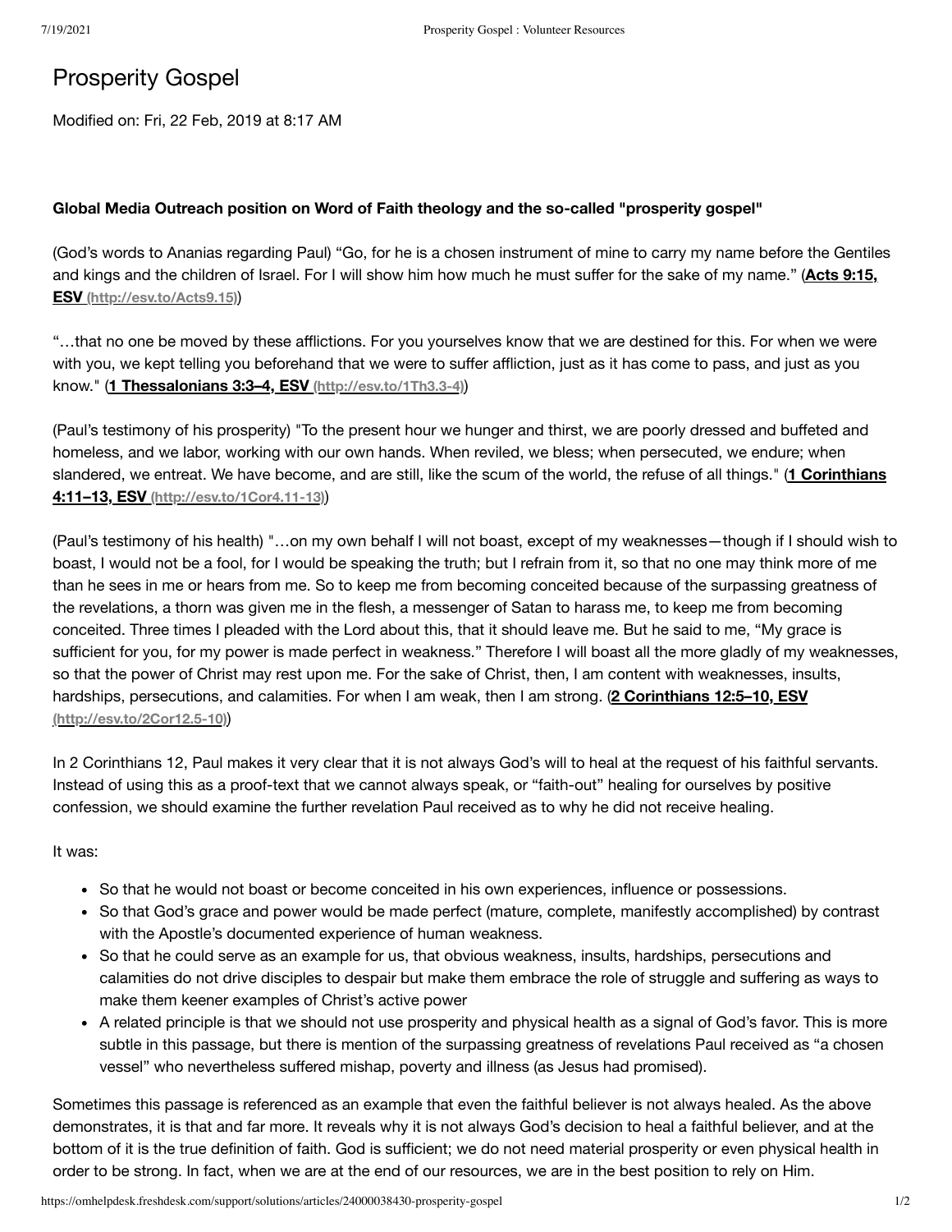# Prosperity Gospel

Modified on: Fri, 22 Feb, 2019 at 8:17 AM

**Global Media Outreach position on Word of Faith theology and the so-called "prosperity gospel"**

(God's words to Ananias regarding Paul) "Go, for he is a chosen instrument of mine to carry my name before the Gentiles and kings and the children of Israel. For I will show him how much he must suffer for the sake of my name." (**Acts 9:15, ESV (http://esv.to/Acts9.15)**)

"…that no one be moved by these afflictions. For you yourselves know that we are destined for this. For when we were with you, we kept telling you beforehand that we were to suffer affliction, just as it has come to pass, and just as you know." (**1 Thessalonians 3:3–4, ESV (http://esv.to/1Th3.3-4)**)

(Paul's testimony of his prosperity) "To the present hour we hunger and thirst, we are poorly dressed and buffeted and homeless, and we labor, working with our own hands. When reviled, we bless; when persecuted, we endure; when slandered, we entreat. We have become, and are still, like the scum of the world, the refuse of all things." (**1 Corinthians 4:11–13, ESV (http://esv.to/1Cor4.11-13)**)

(Paul's testimony of his health) "…on my own behalf I will not boast, except of my weaknesses—though if I should wish to boast, I would not be a fool, for I would be speaking the truth; but I refrain from it, so that no one may think more of me than he sees in me or hears from me. So to keep me from becoming conceited because of the surpassing greatness of the revelations, a thorn was given me in the flesh, a messenger of Satan to harass me, to keep me from becoming conceited. Three times I pleaded with the Lord about this, that it should leave me. But he said to me, "My grace is sufficient for you, for my power is made perfect in weakness." Therefore I will boast all the more gladly of my weaknesses, so that the power of Christ may rest upon me. For the sake of Christ, then, I am content with weaknesses, insults, hardships, persecutions, and calamities. For when I am weak, then I am strong. (**2 Corinthians 12:5–10, ESV (http://esv.to/2Cor12.5-10)**)

In 2 Corinthians 12, Paul makes it very clear that it is not always God's will to heal at the request of his faithful servants. Instead of using this as a proof-text that we cannot always speak, or "faith-out" healing for ourselves by positive confession, we should examine the further revelation Paul received as to why he did not receive healing.

It was:

- So that he would not boast or become conceited in his own experiences, influence or possessions.
- So that God's grace and power would be made perfect (mature, complete, manifestly accomplished) by contrast with the Apostle's documented experience of human weakness.
- So that he could serve as an example for us, that obvious weakness, insults, hardships, persecutions and calamities do not drive disciples to despair but make them embrace the role of struggle and suffering as ways to make them keener examples of Christ's active power
- A related principle is that we should not use prosperity and physical health as a signal of God's favor. This is more subtle in this passage, but there is mention of the surpassing greatness of revelations Paul received as "a chosen vessel" who nevertheless suffered mishap, poverty and illness (as Jesus had promised).

Sometimes this passage is referenced as an example that even the faithful believer is not always healed. As the above demonstrates, it is that and far more. It reveals why it is not always God's decision to heal a faithful believer, and at the bottom of it is the true definition of faith. God is sufficient; we do not need material prosperity or even physical health in order to be strong. In fact, when we are at the end of our resources, we are in the best position to rely on Him.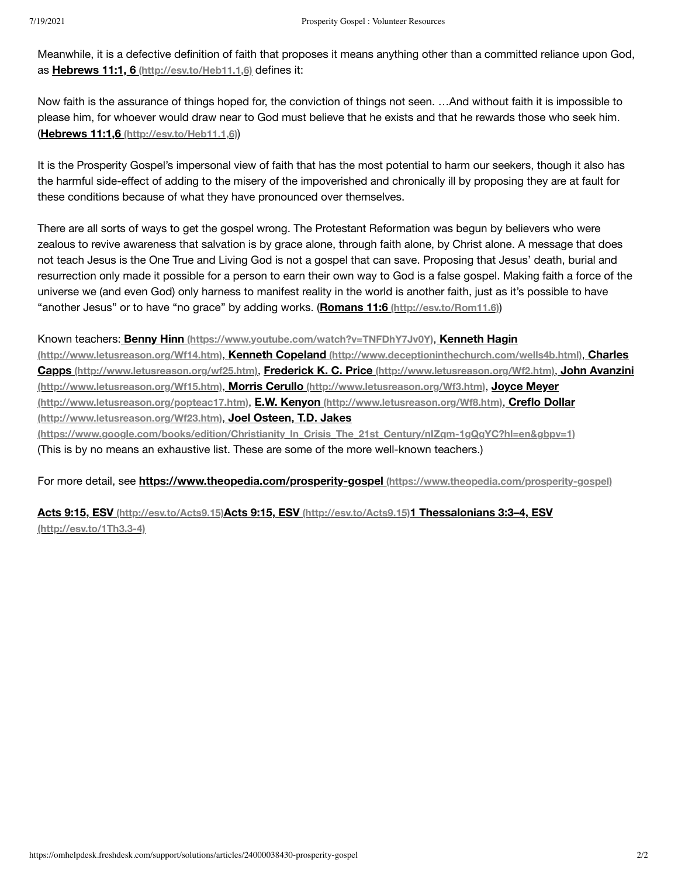Meanwhile, it is a defective definition of faith that proposes it means anything other than a committed reliance upon God, as **Hebrews 11:1, 6 (http://esv.to/Heb11.1,6)** defines it:

Now faith is the assurance of things hoped for, the conviction of things not seen. …And without faith it is impossible to please him, for whoever would draw near to God must believe that he exists and that he rewards those who seek him. (**Hebrews 11:1,6 (http://esv.to/Heb11.1,6)**)

It is the Prosperity Gospel's impersonal view of faith that has the most potential to harm our seekers, though it also has the harmful side-effect of adding to the misery of the impoverished and chronically ill by proposing they are at fault for these conditions because of what they have pronounced over themselves.

There are all sorts of ways to get the gospel wrong. The Protestant Reformation was begun by believers who were zealous to revive awareness that salvation is by grace alone, through faith alone, by Christ alone. A message that does not teach Jesus is the One True and Living God is not a gospel that can save. Proposing that Jesus' death, burial and resurrection only made it possible for a person to earn their own way to God is a false gospel. Making faith a force of the universe we (and even God) only harness to manifest reality in the world is another faith, just as it's possible to have "another Jesus" or to have "no grace" by adding works. (**Romans 11:6 (http://esv.to/Rom11.6)**)

Known teachers: **Benny Hinn (https://www.youtube.com/watch?v=TNFDhY7Jv0Y)**, **Kenneth Hagin (http://www.letusreason.org/Wf14.htm)**, **Kenneth Copeland (http://www.deceptioninthechurch.com/wells4b.html)**, **Charles Capps (http://www.letusreason.org/wf25.htm)**, **Frederick K. C. Price (http://www.letusreason.org/Wf2.htm)**, **John Avanzini (http://www.letusreason.org/Wf15.htm)**, **Morris Cerullo (http://www.letusreason.org/Wf3.htm)**, **Joyce Meyer (http://www.letusreason.org/popteac17.htm)**, **E.W. Kenyon (http://www.letusreason.org/Wf8.htm)**, **Creflo Dollar (http://www.letusreason.org/Wf23.htm)**, **Joel Osteen, T.D. Jakes (https://www.google.com/books/edition/Christianity_In_Crisis_The_21st_Century/nIZqm-1gQgYC?hl=en&gbpv=1)**
(This is by no means an exhaustive list. These are some of the more well-known teachers.)

For more detail, see **https://www.theopedia.com/prosperity-gospel (https://www.theopedia.com/prosperity-gospel)**

**Acts 9:15, ESV (http://esv.to/Acts9.15)Acts 9:15, ESV (http://esv.to/Acts9.15)1 Thessalonians 3:3–4, ESV (http://esv.to/1Th3.3-4)**